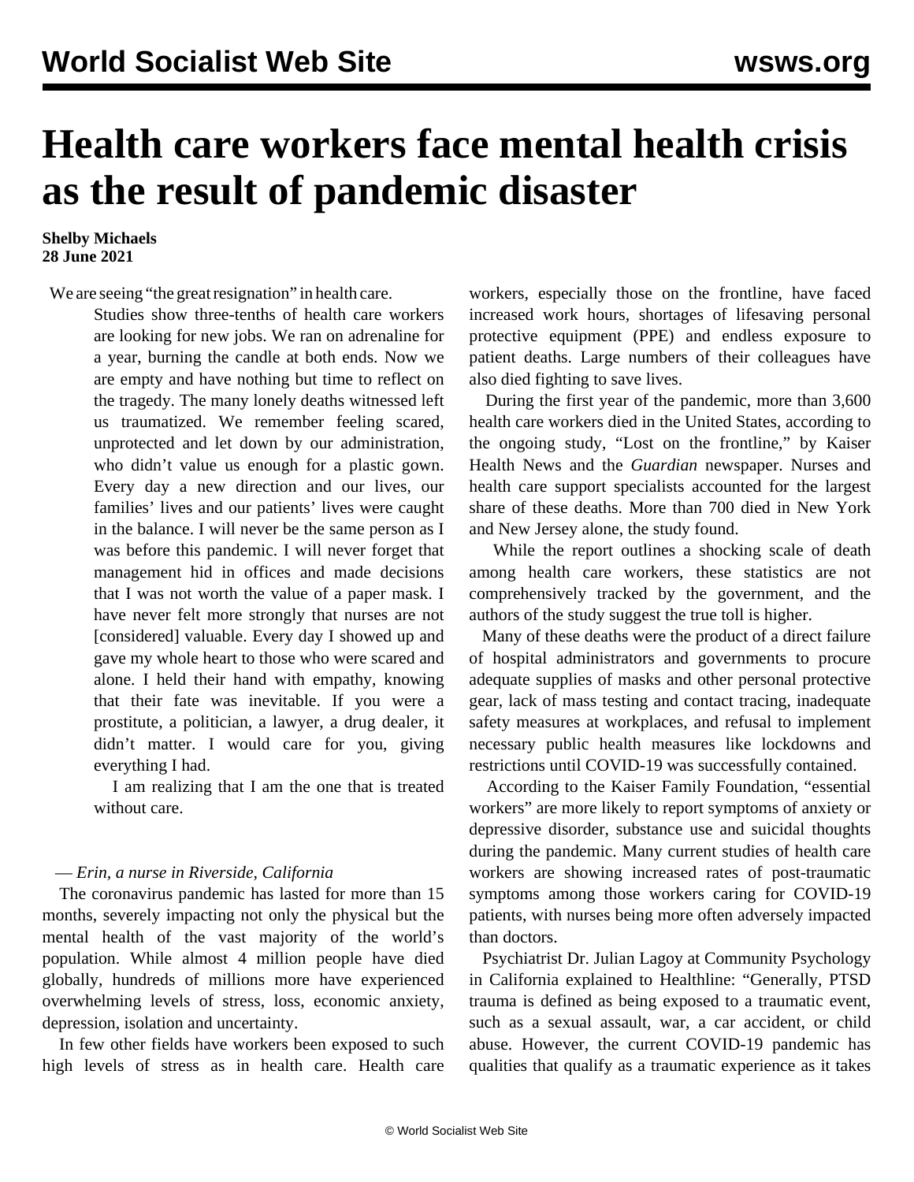# Health care workers face mental health crisis as the result of pandemic disaster

**Shelby Michaels**
**28 June 2021**

We are seeing "the great resignation" in health care.

> Studies show three-tenths of health care workers are looking for new jobs. We ran on adrenaline for a year, burning the candle at both ends. Now we are empty and have nothing but time to reflect on the tragedy. The many lonely deaths witnessed left us traumatized. We remember feeling scared, unprotected and let down by our administration, who didn't value us enough for a plastic gown. Every day a new direction and our lives, our families' lives and our patients' lives were caught in the balance. I will never be the same person as I was before this pandemic. I will never forget that management hid in offices and made decisions that I was not worth the value of a paper mask. I have never felt more strongly that nurses are not [considered] valuable. Every day I showed up and gave my whole heart to those who were scared and alone. I held their hand with empathy, knowing that their fate was inevitable. If you were a prostitute, a politician, a lawyer, a drug dealer, it didn't matter. I would care for you, giving everything I had.
>
> I am realizing that I am the one that is treated without care.

— *Erin, a nurse in Riverside, California*

The coronavirus pandemic has lasted for more than 15 months, severely impacting not only the physical but the mental health of the vast majority of the world's population. While almost 4 million people have died globally, hundreds of millions more have experienced overwhelming levels of stress, loss, economic anxiety, depression, isolation and uncertainty.

In few other fields have workers been exposed to such high levels of stress as in health care. Health care workers, especially those on the frontline, have faced increased work hours, shortages of lifesaving personal protective equipment (PPE) and endless exposure to patient deaths. Large numbers of their colleagues have also died fighting to save lives.

During the first year of the pandemic, more than 3,600 health care workers died in the United States, according to the ongoing study, "Lost on the frontline," by Kaiser Health News and the *Guardian* newspaper. Nurses and health care support specialists accounted for the largest share of these deaths. More than 700 died in New York and New Jersey alone, the study found.

While the report outlines a shocking scale of death among health care workers, these statistics are not comprehensively tracked by the government, and the authors of the study suggest the true toll is higher.

Many of these deaths were the product of a direct failure of hospital administrators and governments to procure adequate supplies of masks and other personal protective gear, lack of mass testing and contact tracing, inadequate safety measures at workplaces, and refusal to implement necessary public health measures like lockdowns and restrictions until COVID-19 was successfully contained.

According to the Kaiser Family Foundation, "essential workers" are more likely to report symptoms of anxiety or depressive disorder, substance use and suicidal thoughts during the pandemic. Many current studies of health care workers are showing increased rates of post-traumatic symptoms among those workers caring for COVID-19 patients, with nurses being more often adversely impacted than doctors.

Psychiatrist Dr. Julian Lagoy at Community Psychology in California explained to Healthline: "Generally, PTSD trauma is defined as being exposed to a traumatic event, such as a sexual assault, war, a car accident, or child abuse. However, the current COVID-19 pandemic has qualities that qualify as a traumatic experience as it takes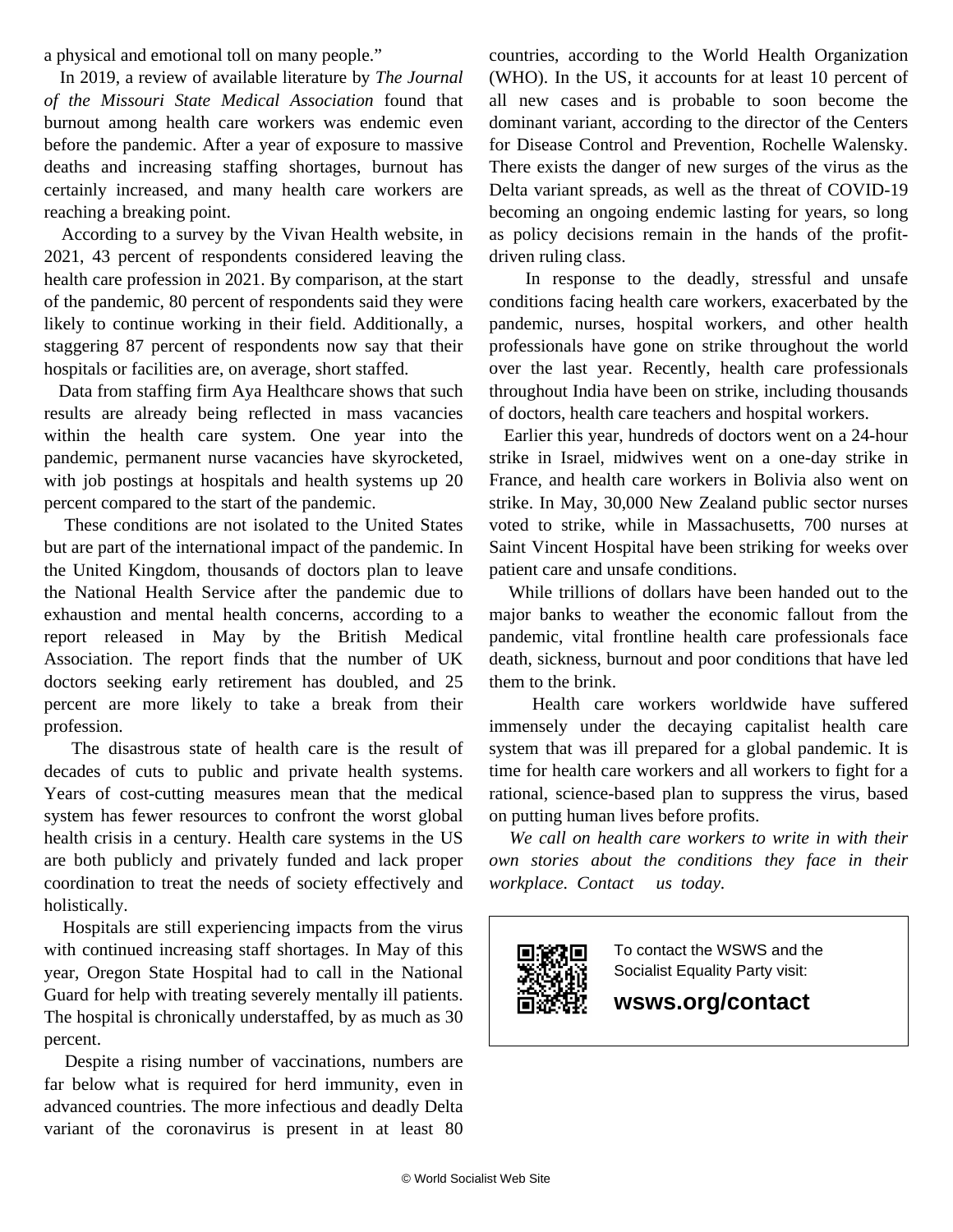a physical and emotional toll on many people."

In 2019, a review of available literature by *The Journal of the Missouri State Medical Association* found that burnout among health care workers was endemic even before the pandemic. After a year of exposure to massive deaths and increasing staffing shortages, burnout has certainly increased, and many health care workers are reaching a breaking point.

According to a survey by the Vivan Health website, in 2021, 43 percent of respondents considered leaving the health care profession in 2021. By comparison, at the start of the pandemic, 80 percent of respondents said they were likely to continue working in their field. Additionally, a staggering 87 percent of respondents now say that their hospitals or facilities are, on average, short staffed.

Data from staffing firm Aya Healthcare shows that such results are already being reflected in mass vacancies within the health care system. One year into the pandemic, permanent nurse vacancies have skyrocketed, with job postings at hospitals and health systems up 20 percent compared to the start of the pandemic.

These conditions are not isolated to the United States but are part of the international impact of the pandemic. In the United Kingdom, thousands of doctors plan to leave the National Health Service after the pandemic due to exhaustion and mental health concerns, according to a report released in May by the British Medical Association. The report finds that the number of UK doctors seeking early retirement has doubled, and 25 percent are more likely to take a break from their profession.

The disastrous state of health care is the result of decades of cuts to public and private health systems. Years of cost-cutting measures mean that the medical system has fewer resources to confront the worst global health crisis in a century. Health care systems in the US are both publicly and privately funded and lack proper coordination to treat the needs of society effectively and holistically.

Hospitals are still experiencing impacts from the virus with continued increasing staff shortages. In May of this year, Oregon State Hospital had to call in the National Guard for help with treating severely mentally ill patients. The hospital is chronically understaffed, by as much as 30 percent.

Despite a rising number of vaccinations, numbers are far below what is required for herd immunity, even in advanced countries. The more infectious and deadly Delta variant of the coronavirus is present in at least 80 countries, according to the World Health Organization (WHO). In the US, it accounts for at least 10 percent of all new cases and is probable to soon become the dominant variant, according to the director of the Centers for Disease Control and Prevention, Rochelle Walensky. There exists the danger of new surges of the virus as the Delta variant spreads, as well as the threat of COVID-19 becoming an ongoing endemic lasting for years, so long as policy decisions remain in the hands of the profit-driven ruling class.

In response to the deadly, stressful and unsafe conditions facing health care workers, exacerbated by the pandemic, nurses, hospital workers, and other health professionals have gone on strike throughout the world over the last year. Recently, health care professionals throughout India have been on strike, including thousands of doctors, health care teachers and hospital workers.

Earlier this year, hundreds of doctors went on a 24-hour strike in Israel, midwives went on a one-day strike in France, and health care workers in Bolivia also went on strike. In May, 30,000 New Zealand public sector nurses voted to strike, while in Massachusetts, 700 nurses at Saint Vincent Hospital have been striking for weeks over patient care and unsafe conditions.

While trillions of dollars have been handed out to the major banks to weather the economic fallout from the pandemic, vital frontline health care professionals face death, sickness, burnout and poor conditions that have led them to the brink.

Health care workers worldwide have suffered immensely under the decaying capitalist health care system that was ill prepared for a global pandemic. It is time for health care workers and all workers to fight for a rational, science-based plan to suppress the virus, based on putting human lives before profits.

*We call on health care workers to write in with their own stories about the conditions they face in their workplace. Contact us today.*

To contact the WSWS and the Socialist Equality Party visit:

**wsws.org/contact**